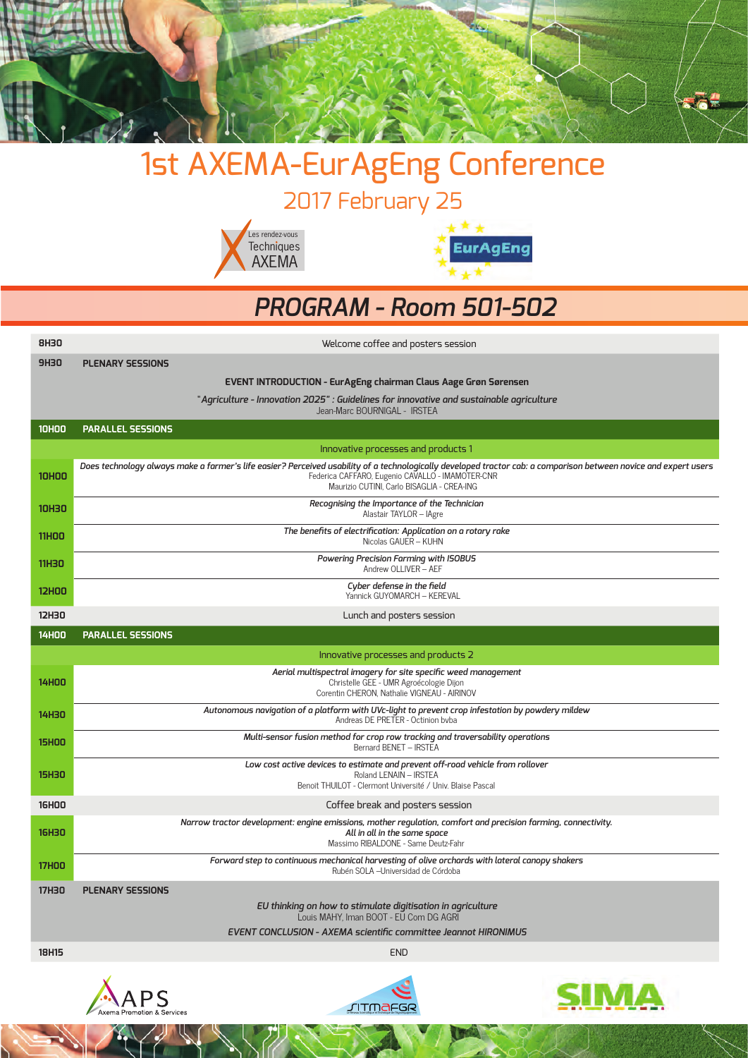# 1st AXEMA-EurAgEng Conference

## 2017 February 25

Les rendez-vous Techniques AXEMA

EurAgEng

## *PROGRAM - Room 501-502*

| | |
|---|---|
| **8H30** | Welcome coffee and posters session |
| **9H30** | **PLENARY SESSIONS** |
| | **EVENT INTRODUCTION - EurAgEng chairman Claus Aage Grøn Sørensen** |
| | "*Agriculture - Innovation 2025" : Guidelines for innovative and sustainable agriculture*<br>Jean-Marc BOURNIGAL - IRSTEA |
| **10H00** | **PARALLEL SESSIONS** |
| | Innovative processes and products 1 |
| **10H00** | *Does technology always make a farmer's life easier? Perceived usability of a technologically developed tractor cab: a comparison between novice and expert users*<br>Federica CAFFARO, Eugenio CAVALLO - IMAMOTER-CNR<br>Maurizio CUTINI, Carlo BISAGLIA - CREA-ING |
| **10H30** | *Recognising the Importance of the Technician*<br>Alastair TAYLOR – IAgre |
| **11H00** | *The benefits of electrification: Application on a rotary rake*<br>Nicolas GAUER – KUHN |
| **11H30** | *Powering Precision Farming with ISOBUS*<br>Andrew OLLIVER – AEF |
| **12H00** | *Cyber defense in the field*<br>Yannick GUYOMARCH – KEREVAL |
| **12H30** | Lunch and posters session |
| **14H00** | **PARALLEL SESSIONS** |
| | Innovative processes and products 2 |
| **14H00** | *Aerial multispectral imagery for site specific weed management*<br>Christelle GEE - UMR Agroécologie Dijon<br>Corentin CHERON, Nathalie VIGNEAU - AIRINOV |
| **14H30** | *Autonomous navigation of a platform with UVc-light to prevent crop infestation by powdery mildew*<br>Andreas DE PRETER - Octinion bvba |
| **15H00** | *Multi-sensor fusion method for crop row tracking and traversability operations*<br>Bernard BENET – IRSTEA |
| **15H30** | *Low cost active devices to estimate and prevent off-road vehicle from rollover*<br>Roland LENAIN – IRSTEA<br>Benoit THUILOT - Clermont Université / Univ. Blaise Pascal |
| **16H00** | Coffee break and posters session |
| **16H30** | *Narrow tractor development: engine emissions, mother regulation, comfort and precision farming, connectivity. All in all in the same space*<br>Massimo RIBALDONE - Same Deutz-Fahr |
| **17H00** | *Forward step to continuous mechanical harvesting of olive orchards with lateral canopy shakers*<br>Rubén SOLA –Universidad de Córdoba |
| **17H30** | **PLENARY SESSIONS** |
| | *EU thinking on how to stimulate digitisation in agriculture*<br>Louis MAHY, Iman BOOT - EU Com DG AGRI |
| | *EVENT CONCLUSION - AXEMA scientific committee Jeannot HIRONIMUS* |
| **18H15** | END |

APS Axema Promotion & Services — SITMAFGR — SIMA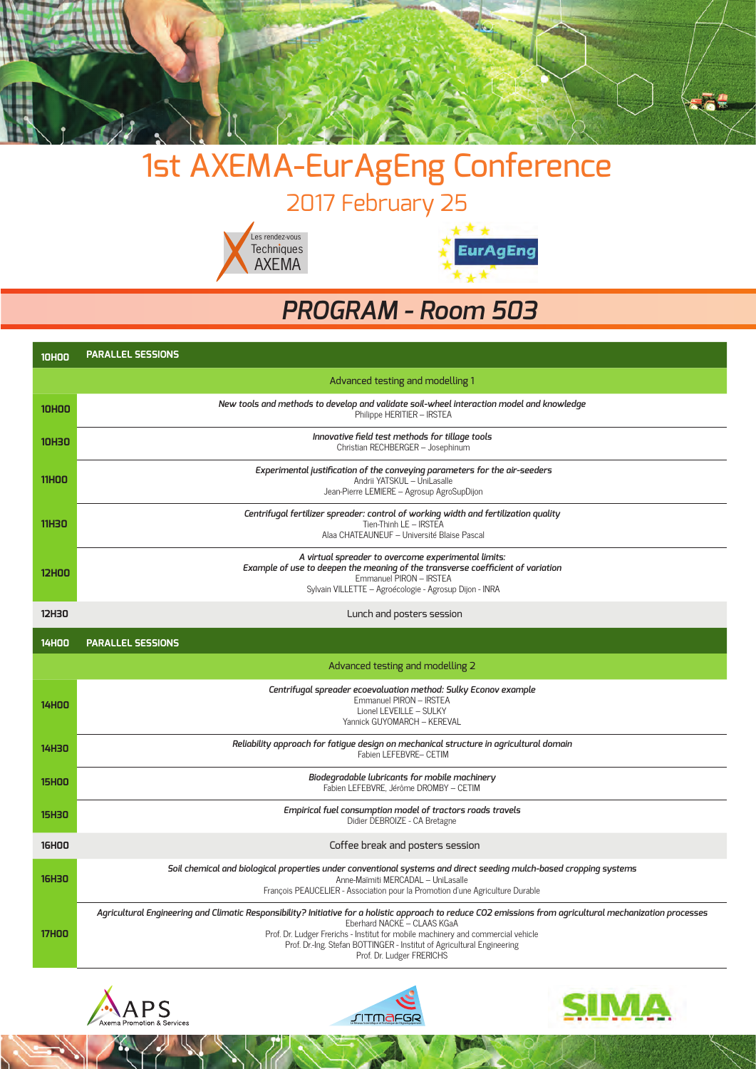# 1st AXEMA-EurAgEng Conference

## 2017 February 25

Les rendez-vous Techniques AXEMA

EurAgEng

## *PROGRAM - Room 503*

| | |
|---|---|
| **10H00** | **PARALLEL SESSIONS** |
| | Advanced testing and modelling 1 |
| **10H00** | *New tools and methods to develop and validate soil-wheel interaction model and knowledge*<br>Philippe HERITIER – IRSTEA |
| **10H30** | *Innovative field test methods for tillage tools*<br>Christian RECHBERGER – Josephinum |
| **11H00** | *Experimental justification of the conveying parameters for the air-seeders*<br>Andrii YATSKUL – UniLasalle<br>Jean-Pierre LEMIERE – Agrosup AgroSupDijon |
| **11H30** | *Centrifugal fertilizer spreader: control of working width and fertilization quality*<br>Tien-Thinh LE – IRSTEA<br>Alaa CHATEAUNEUF – Université Blaise Pascal |
| **12H00** | *A virtual spreader to overcome experimental limits:*<br>*Example of use to deepen the meaning of the transverse coefficient of variation*<br>Emmanuel PIRON – IRSTEA<br>Sylvain VILLETTE – Agroécologie - Agrosup Dijon - INRA |
| **12H30** | Lunch and posters session |
| **14H00** | **PARALLEL SESSIONS** |
| | Advanced testing and modelling 2 |
| **14H00** | *Centrifugal spreader ecoevaluation method: Sulky Econov example*<br>Emmanuel PIRON – IRSTEA<br>Lionel LEVEILLE – SULKY<br>Yannick GUYOMARCH – KEREVAL |
| **14H30** | *Reliability approach for fatigue design on mechanical structure in agricultural domain*<br>Fabien LEFEBVRE– CETIM |
| **15H00** | *Biodegradable lubricants for mobile machinery*<br>Fabien LEFEBVRE, Jérôme DROMBY – CETIM |
| **15H30** | *Empirical fuel consumption model of tractors roads travels*<br>Didier DEBROIZE - CA Bretagne |
| **16H00** | Coffee break and posters session |
| **16H30** | *Soil chemical and biological properties under conventional systems and direct seeding mulch-based cropping systems*<br>Anne-Maïmiti MERCADAL – UniLasalle<br>François PEAUCELIER - Association pour la Promotion d'une Agriculture Durable |
| **17H00** | *Agricultural Engineering and Climatic Responsibility? Initiative for a holistic approach to reduce CO2 emissions from agricultural mechanization processes*<br>Eberhard NACKE – CLAAS KGaA<br>Prof. Dr. Ludger Frerichs - Institut for mobile machinery and commercial vehicle<br>Prof. Dr.-Ing. Stefan BOTTINGER - Institut of Agricultural Engineering<br>Prof. Dr. Ludger FRERICHS |

APS Axema Promotion & Services

SITMAFGR

SIMA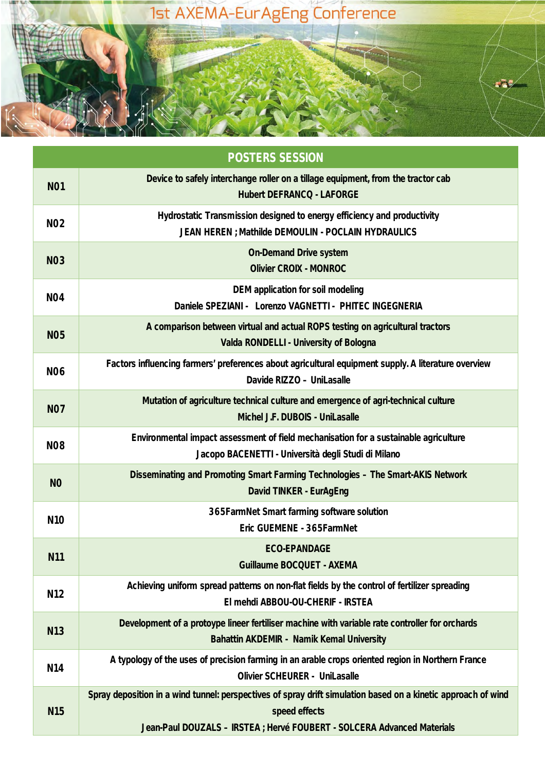# 1st AXEMA-EurAgEng Conference

| POSTERS SESSION | |
|---|---|
| N01 | Device to safely interchange roller on a tillage equipment, from the tractor cab<br>Hubert DEFRANCQ - LAFORGE |
| N02 | Hydrostatic Transmission designed to energy efficiency and productivity<br>JEAN HEREN ; Mathilde DEMOULIN - POCLAIN HYDRAULICS |
| N03 | On-Demand Drive system<br>Olivier CROIX - MONROC |
| N04 | DEM application for soil modeling<br>Daniele SPEZIANI - Lorenzo VAGNETTI - PHITEC INGEGNERIA |
| N05 | A comparison between virtual and actual ROPS testing on agricultural tractors<br>Valda RONDELLI - University of Bologna |
| N06 | Factors influencing farmers' preferences about agricultural equipment supply. A literature overview<br>Davide RIZZO – UniLasalle |
| N07 | Mutation of agriculture technical culture and emergence of agri-technical culture<br>Michel J.F. DUBOIS - UniLasalle |
| N08 | Environmental impact assessment of field mechanisation for a sustainable agriculture<br>Jacopo BACENETTI - Università degli Studi di Milano |
| N0 | Disseminating and Promoting Smart Farming Technologies – The Smart-AKIS Network<br>David TINKER - EurAgEng |
| N10 | 365FarmNet Smart farming software solution<br>Eric GUEMENE - 365FarmNet |
| N11 | ECO-EPANDAGE<br>Guillaume BOCQUET - AXEMA |
| N12 | Achieving uniform spread patterns on non-flat fields by the control of fertilizer spreading<br>El mehdi ABBOU-OU-CHERIF - IRSTEA |
| N13 | Development of a protoype lineer fertiliser machine with variable rate controller for orchards<br>Bahattin AKDEMIR - Namik Kemal University |
| N14 | A typology of the uses of precision farming in an arable crops oriented region in Northern France<br>Olivier SCHEURER - UniLasalle |
| N15 | Spray deposition in a wind tunnel: perspectives of spray drift simulation based on a kinetic approach of wind speed effects<br>Jean-Paul DOUZALS – IRSTEA ; Hervé FOUBERT - SOLCERA Advanced Materials |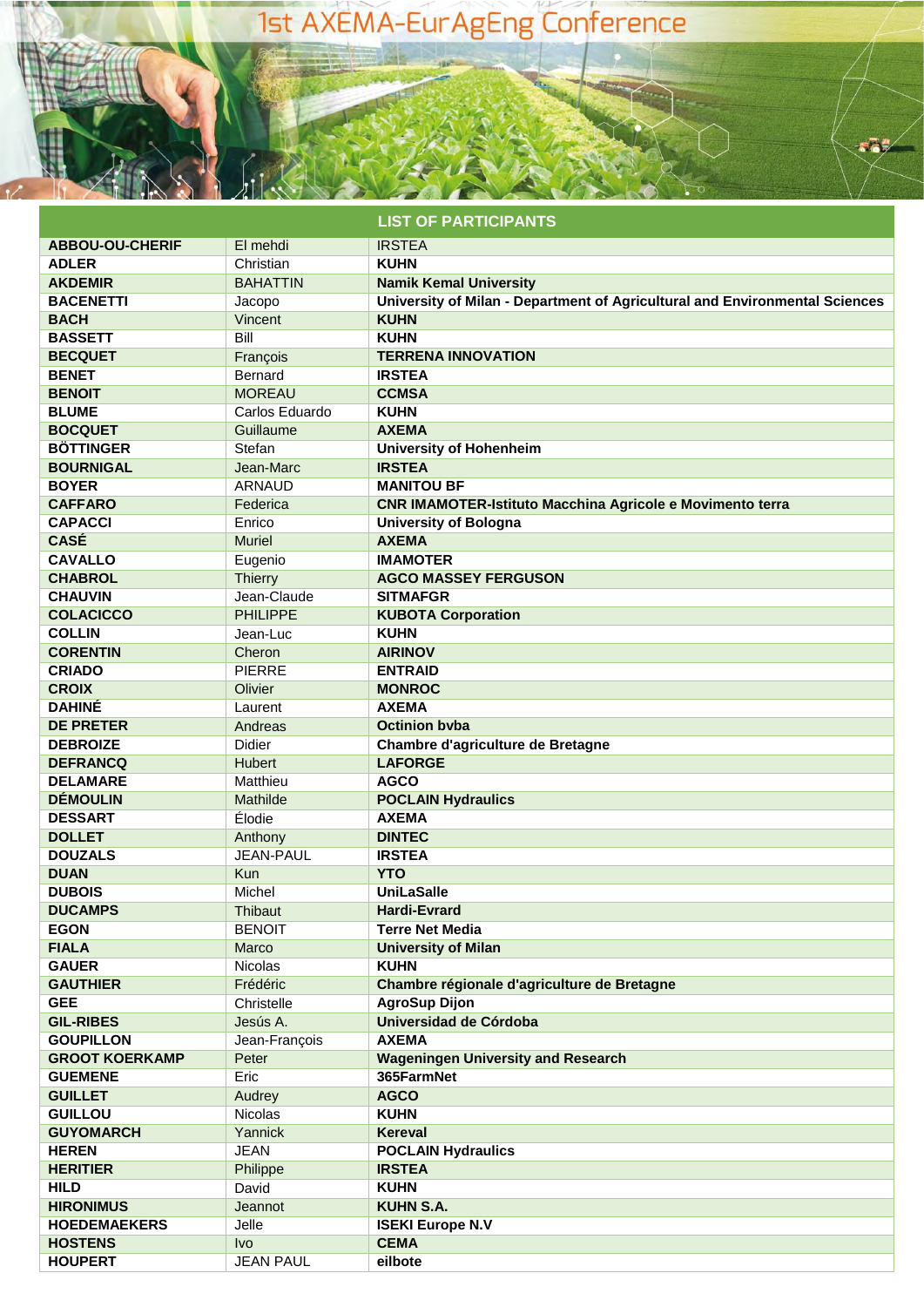# 1st AXEMA-EurAgEng Conference

| LIST OF PARTICIPANTS | | |
|---|---|---|
| **ABBOU-OU-CHERIF** | El mehdi | IRSTEA |
| **ADLER** | Christian | **KUHN** |
| **AKDEMIR** | BAHATTIN | **Namik Kemal University** |
| **BACENETTI** | Jacopo | **University of Milan - Department of Agricultural and Environmental Sciences** |
| **BACH** | Vincent | **KUHN** |
| **BASSETT** | Bill | **KUHN** |
| **BECQUET** | François | **TERRENA INNOVATION** |
| **BENET** | Bernard | **IRSTEA** |
| **BENOIT** | MOREAU | **CCMSA** |
| **BLUME** | Carlos Eduardo | **KUHN** |
| **BOCQUET** | Guillaume | **AXEMA** |
| **BÖTTINGER** | Stefan | **University of Hohenheim** |
| **BOURNIGAL** | Jean-Marc | **IRSTEA** |
| **BOYER** | ARNAUD | **MANITOU BF** |
| **CAFFARO** | Federica | **CNR IMAMOTER-Istituto Macchina Agricole e Movimento terra** |
| **CAPACCI** | Enrico | **University of Bologna** |
| **CASÉ** | Muriel | **AXEMA** |
| **CAVALLO** | Eugenio | **IMAMOTER** |
| **CHABROL** | Thierry | **AGCO MASSEY FERGUSON** |
| **CHAUVIN** | Jean-Claude | **SITMAFGR** |
| **COLACICCO** | PHILIPPE | **KUBOTA Corporation** |
| **COLLIN** | Jean-Luc | **KUHN** |
| **CORENTIN** | Cheron | **AIRINOV** |
| **CRIADO** | PIERRE | **ENTRAID** |
| **CROIX** | Olivier | **MONROC** |
| **DAHINÉ** | Laurent | **AXEMA** |
| **DE PRETER** | Andreas | **Octinion bvba** |
| **DEBROIZE** | Didier | **Chambre d'agriculture de Bretagne** |
| **DEFRANCQ** | Hubert | **LAFORGE** |
| **DELAMARE** | Matthieu | **AGCO** |
| **DÉMOULIN** | Mathilde | **POCLAIN Hydraulics** |
| **DESSART** | Élodie | **AXEMA** |
| **DOLLET** | Anthony | **DINTEC** |
| **DOUZALS** | JEAN-PAUL | **IRSTEA** |
| **DUAN** | Kun | **YTO** |
| **DUBOIS** | Michel | **UniLaSalle** |
| **DUCAMPS** | Thibaut | **Hardi-Evrard** |
| **EGON** | BENOIT | **Terre Net Media** |
| **FIALA** | Marco | **University of Milan** |
| **GAUER** | Nicolas | **KUHN** |
| **GAUTHIER** | Frédéric | **Chambre régionale d'agriculture de Bretagne** |
| **GEE** | Christelle | **AgroSup Dijon** |
| **GIL-RIBES** | Jesús A. | **Universidad de Córdoba** |
| **GOUPILLON** | Jean-François | **AXEMA** |
| **GROOT KOERKAMP** | Peter | **Wageningen University and Research** |
| **GUEMENE** | Eric | **365FarmNet** |
| **GUILLET** | Audrey | **AGCO** |
| **GUILLOU** | Nicolas | **KUHN** |
| **GUYOMARCH** | Yannick | **Kereval** |
| **HEREN** | JEAN | **POCLAIN Hydraulics** |
| **HERITIER** | Philippe | **IRSTEA** |
| **HILD** | David | **KUHN** |
| **HIRONIMUS** | Jeannot | **KUHN S.A.** |
| **HOEDEMAEKERS** | Jelle | **ISEKI Europe N.V** |
| **HOSTENS** | Ivo | **CEMA** |
| **HOUPERT** | JEAN PAUL | **eilbote** |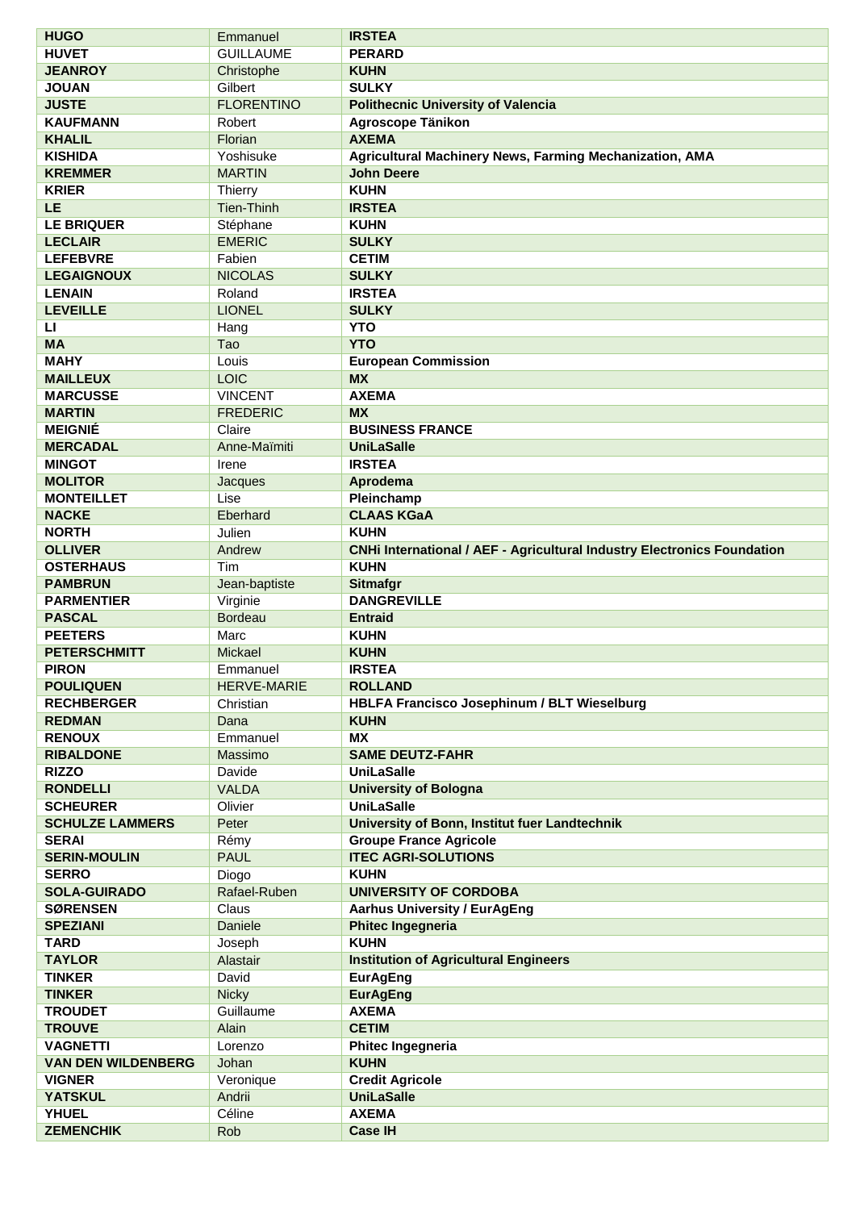| | | |
|---|---|---|
| **HUGO** | Emmanuel | **IRSTEA** |
| **HUVET** | GUILLAUME | **PERARD** |
| **JEANROY** | Christophe | **KUHN** |
| **JOUAN** | Gilbert | **SULKY** |
| **JUSTE** | FLORENTINO | **Polithecnic University of Valencia** |
| **KAUFMANN** | Robert | **Agroscope Tänikon** |
| **KHALIL** | Florian | **AXEMA** |
| **KISHIDA** | Yoshisuke | **Agricultural Machinery News, Farming Mechanization, AMA** |
| **KREMMER** | MARTIN | **John Deere** |
| **KRIER** | Thierry | **KUHN** |
| **LE** | Tien-Thinh | **IRSTEA** |
| **LE BRIQUER** | Stéphane | **KUHN** |
| **LECLAIR** | EMERIC | **SULKY** |
| **LEFEBVRE** | Fabien | **CETIM** |
| **LEGAIGNOUX** | NICOLAS | **SULKY** |
| **LENAIN** | Roland | **IRSTEA** |
| **LEVEILLE** | LIONEL | **SULKY** |
| **LI** | Hang | **YTO** |
| **MA** | Tao | **YTO** |
| **MAHY** | Louis | **European Commission** |
| **MAILLEUX** | LOIC | **MX** |
| **MARCUSSE** | VINCENT | **AXEMA** |
| **MARTIN** | FREDERIC | **MX** |
| **MEIGNIÉ** | Claire | **BUSINESS FRANCE** |
| **MERCADAL** | Anne-Maïmiti | **UniLaSalle** |
| **MINGOT** | Irene | **IRSTEA** |
| **MOLITOR** | Jacques | **Aprodema** |
| **MONTEILLET** | Lise | **Pleinchamp** |
| **NACKE** | Eberhard | **CLAAS KGaA** |
| **NORTH** | Julien | **KUHN** |
| **OLLIVER** | Andrew | **CNHi International / AEF - Agricultural Industry Electronics Foundation** |
| **OSTERHAUS** | Tim | **KUHN** |
| **PAMBRUN** | Jean-baptiste | **Sitmafgr** |
| **PARMENTIER** | Virginie | **DANGREVILLE** |
| **PASCAL** | Bordeau | **Entraid** |
| **PEETERS** | Marc | **KUHN** |
| **PETERSCHMITT** | Mickael | **KUHN** |
| **PIRON** | Emmanuel | **IRSTEA** |
| **POULIQUEN** | HERVE-MARIE | **ROLLAND** |
| **RECHBERGER** | Christian | **HBLFA Francisco Josephinum / BLT Wieselburg** |
| **REDMAN** | Dana | **KUHN** |
| **RENOUX** | Emmanuel | **MX** |
| **RIBALDONE** | Massimo | **SAME DEUTZ-FAHR** |
| **RIZZO** | Davide | **UniLaSalle** |
| **RONDELLI** | VALDA | **University of Bologna** |
| **SCHEURER** | Olivier | **UniLaSalle** |
| **SCHULZE LAMMERS** | Peter | **University of Bonn, Institut fuer Landtechnik** |
| **SERAI** | Rémy | **Groupe France Agricole** |
| **SERIN-MOULIN** | PAUL | **ITEC AGRI-SOLUTIONS** |
| **SERRO** | Diogo | **KUHN** |
| **SOLA-GUIRADO** | Rafael-Ruben | **UNIVERSITY OF CORDOBA** |
| **SØRENSEN** | Claus | **Aarhus University / EurAgEng** |
| **SPEZIANI** | Daniele | **Phitec Ingegneria** |
| **TARD** | Joseph | **KUHN** |
| **TAYLOR** | Alastair | **Institution of Agricultural Engineers** |
| **TINKER** | David | **EurAgEng** |
| **TINKER** | Nicky | **EurAgEng** |
| **TROUDET** | Guillaume | **AXEMA** |
| **TROUVE** | Alain | **CETIM** |
| **VAGNETTI** | Lorenzo | **Phitec Ingegneria** |
| **VAN DEN WILDENBERG** | Johan | **KUHN** |
| **VIGNER** | Veronique | **Credit Agricole** |
| **YATSKUL** | Andrii | **UniLaSalle** |
| **YHUEL** | Céline | **AXEMA** |
| **ZEMENCHIK** | Rob | **Case IH** |